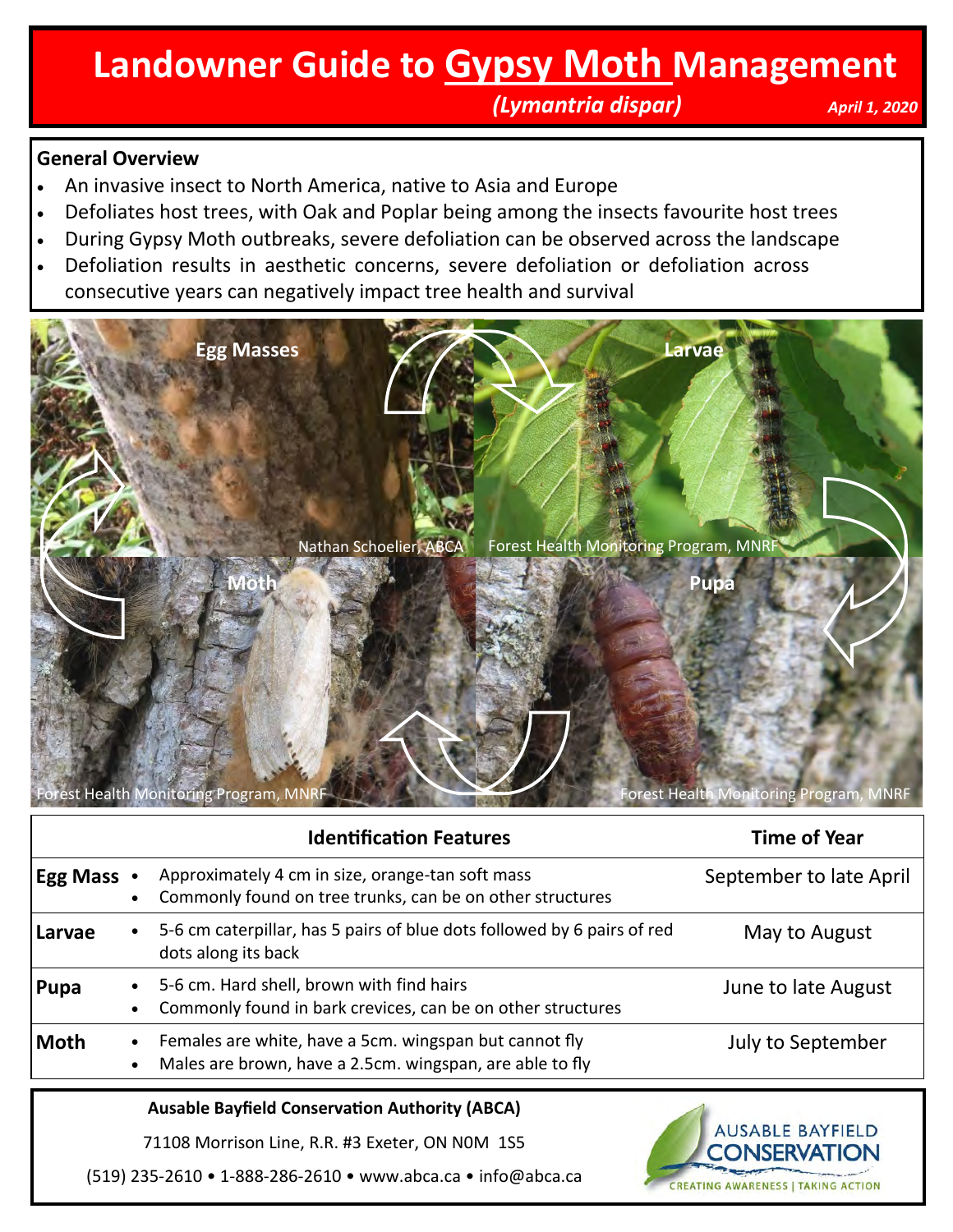# Landowner Guide to Gypsy Moth Management

*(Lymantria dispar)*

*April 1, 2020*

### General Overview

- An invasive insect to North America, native to Asia and Europe
- Defoliates host trees, with Oak and Poplar being among the insects favourite host trees
- During Gypsy Moth outbreaks, severe defoliation can be observed across the landscape
- Defoliation results in aesthetic concerns, severe defoliation or defoliation across consecutive years can negatively impact tree health and survival

Egg Masses — Nathan Schoelier, ABCA

Larvae — Forest Health Monitoring Program, MNRF

Moth — Forest Health Monitoring Program, MNRF

Pupa — Forest Health Monitoring Program, MNRF

| | Identification Features | Time of Year |
|---|---|---|
| **Egg Mass** | • Approximately 4 cm in size, orange-tan soft mass<br>• Commonly found on tree trunks, can be on other structures | September to late April |
| **Larvae** | • 5-6 cm caterpillar, has 5 pairs of blue dots followed by 6 pairs of red dots along its back | May to August |
| **Pupa** | • 5-6 cm. Hard shell, brown with find hairs<br>• Commonly found in bark crevices, can be on other structures | June to late August |
| **Moth** | • Females are white, have a 5cm. wingspan but cannot fly<br>• Males are brown, have a 2.5cm. wingspan, are able to fly | July to September |

**Ausable Bayfield Conservation Authority (ABCA)**

71108 Morrison Line, R.R. #3 Exeter, ON N0M 1S5

(519) 235-2610 • 1-888-286-2610 • www.abca.ca • info@abca.ca

AUSABLE BAYFIELD CONSERVATION — CREATING AWARENESS | TAKING ACTION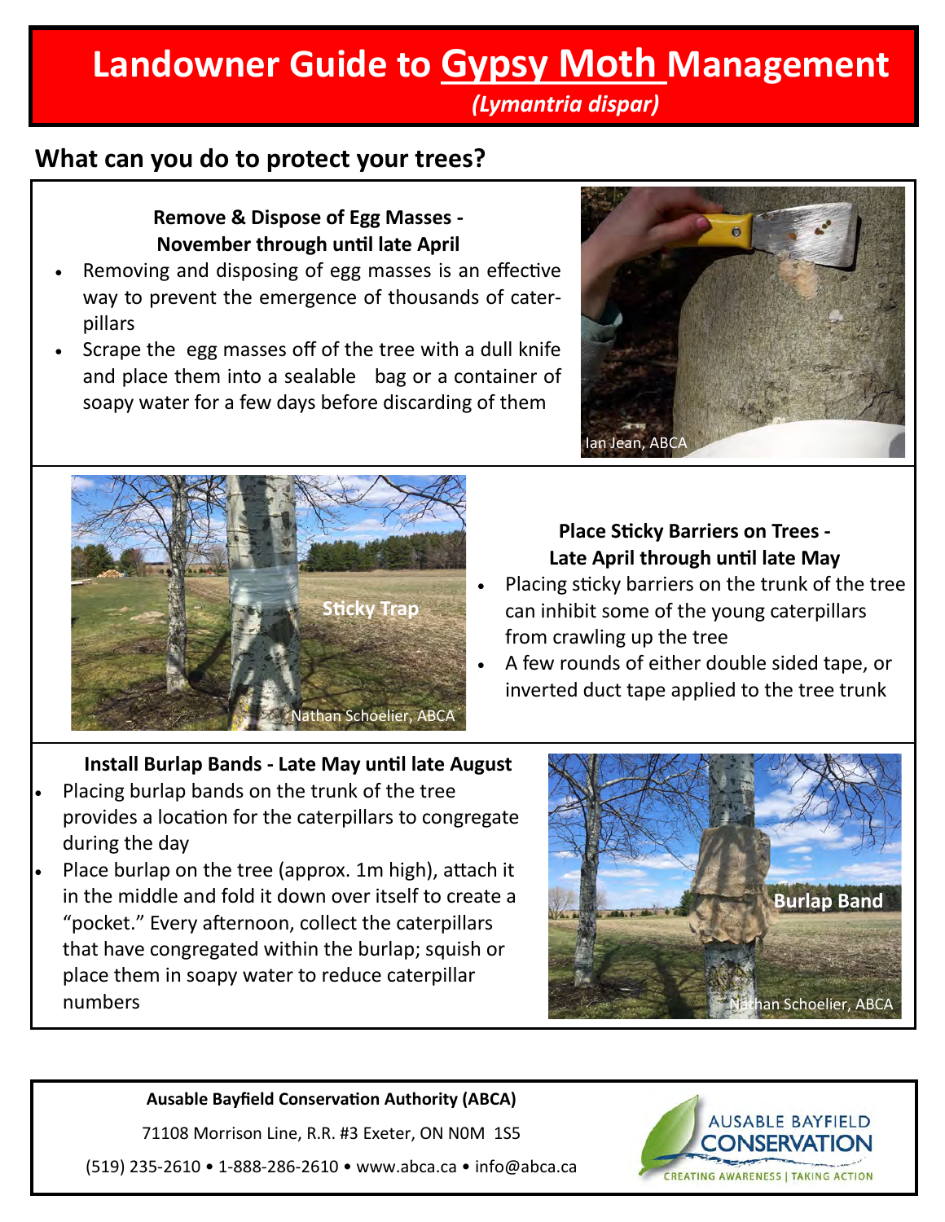# Landowner Guide to Gypsy Moth Management

*(Lymantria dispar)*

## What can you do to protect your trees?

**Remove & Dispose of Egg Masses - November through until late April**

- Removing and disposing of egg masses is an effective way to prevent the emergence of thousands of caterpillars
- Scrape the egg masses off of the tree with a dull knife and place them into a sealable bag or a container of soapy water for a few days before discarding of them

Ian Jean, ABCA

Sticky Trap

Nathan Schoelier, ABCA

**Place Sticky Barriers on Trees - Late April through until late May**

- Placing sticky barriers on the trunk of the tree can inhibit some of the young caterpillars from crawling up the tree
- A few rounds of either double sided tape, or inverted duct tape applied to the tree trunk

**Install Burlap Bands - Late May until late August**

- Placing burlap bands on the trunk of the tree provides a location for the caterpillars to congregate during the day
- Place burlap on the tree (approx. 1m high), attach it in the middle and fold it down over itself to create a "pocket." Every afternoon, collect the caterpillars that have congregated within the burlap; squish or place them in soapy water to reduce caterpillar numbers

Burlap Band

Nathan Schoelier, ABCA

**Ausable Bayfield Conservation Authority (ABCA)**

71108 Morrison Line, R.R. #3 Exeter, ON N0M 1S5

(519) 235-2610 • 1-888-286-2610 • www.abca.ca • info@abca.ca

AUSABLE BAYFIELD CONSERVATION

CREATING AWARENESS | TAKING ACTION